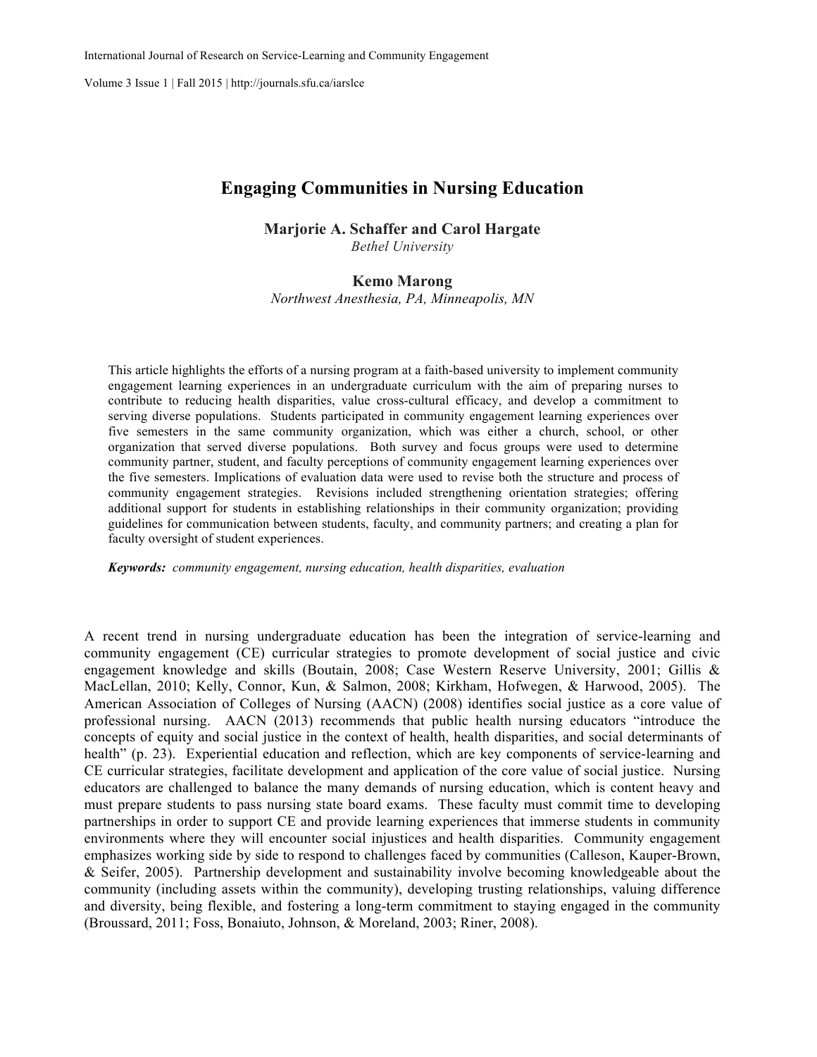# Engaging Communities in Nursing Education

**Marjorie A. Schaffer and Carol Hargate**
*Bethel University*

**Kemo Marong**
*Northwest Anesthesia, PA, Minneapolis, MN*

This article highlights the efforts of a nursing program at a faith-based university to implement community engagement learning experiences in an undergraduate curriculum with the aim of preparing nurses to contribute to reducing health disparities, value cross-cultural efficacy, and develop a commitment to serving diverse populations. Students participated in community engagement learning experiences over five semesters in the same community organization, which was either a church, school, or other organization that served diverse populations. Both survey and focus groups were used to determine community partner, student, and faculty perceptions of community engagement learning experiences over the five semesters. Implications of evaluation data were used to revise both the structure and process of community engagement strategies. Revisions included strengthening orientation strategies; offering additional support for students in establishing relationships in their community organization; providing guidelines for communication between students, faculty, and community partners; and creating a plan for faculty oversight of student experiences.

***Keywords:*** *community engagement, nursing education, health disparities, evaluation*

A recent trend in nursing undergraduate education has been the integration of service-learning and community engagement (CE) curricular strategies to promote development of social justice and civic engagement knowledge and skills (Boutain, 2008; Case Western Reserve University, 2001; Gillis & MacLellan, 2010; Kelly, Connor, Kun, & Salmon, 2008; Kirkham, Hofwegen, & Harwood, 2005). The American Association of Colleges of Nursing (AACN) (2008) identifies social justice as a core value of professional nursing. AACN (2013) recommends that public health nursing educators "introduce the concepts of equity and social justice in the context of health, health disparities, and social determinants of health" (p. 23). Experiential education and reflection, which are key components of service-learning and CE curricular strategies, facilitate development and application of the core value of social justice. Nursing educators are challenged to balance the many demands of nursing education, which is content heavy and must prepare students to pass nursing state board exams. These faculty must commit time to developing partnerships in order to support CE and provide learning experiences that immerse students in community environments where they will encounter social injustices and health disparities. Community engagement emphasizes working side by side to respond to challenges faced by communities (Calleson, Kauper-Brown, & Seifer, 2005). Partnership development and sustainability involve becoming knowledgeable about the community (including assets within the community), developing trusting relationships, valuing difference and diversity, being flexible, and fostering a long-term commitment to staying engaged in the community (Broussard, 2011; Foss, Bonaiuto, Johnson, & Moreland, 2003; Riner, 2008).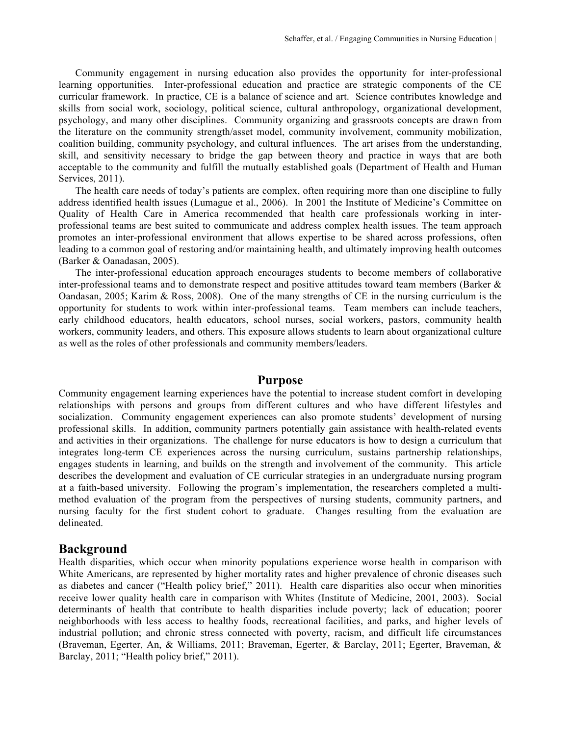Community engagement in nursing education also provides the opportunity for inter-professional learning opportunities. Inter-professional education and practice are strategic components of the CE curricular framework. In practice, CE is a balance of science and art. Science contributes knowledge and skills from social work, sociology, political science, cultural anthropology, organizational development, psychology, and many other disciplines. Community organizing and grassroots concepts are drawn from the literature on the community strength/asset model, community involvement, community mobilization, coalition building, community psychology, and cultural influences. The art arises from the understanding, skill, and sensitivity necessary to bridge the gap between theory and practice in ways that are both acceptable to the community and fulfill the mutually established goals (Department of Health and Human Services, 2011).

The health care needs of today's patients are complex, often requiring more than one discipline to fully address identified health issues (Lumague et al., 2006). In 2001 the Institute of Medicine's Committee on Quality of Health Care in America recommended that health care professionals working in inter-professional teams are best suited to communicate and address complex health issues. The team approach promotes an inter-professional environment that allows expertise to be shared across professions, often leading to a common goal of restoring and/or maintaining health, and ultimately improving health outcomes (Barker & Oanadasan, 2005).

The inter-professional education approach encourages students to become members of collaborative inter-professional teams and to demonstrate respect and positive attitudes toward team members (Barker & Oandasan, 2005; Karim & Ross, 2008). One of the many strengths of CE in the nursing curriculum is the opportunity for students to work within inter-professional teams. Team members can include teachers, early childhood educators, health educators, school nurses, social workers, pastors, community health workers, community leaders, and others. This exposure allows students to learn about organizational culture as well as the roles of other professionals and community members/leaders.

## Purpose

Community engagement learning experiences have the potential to increase student comfort in developing relationships with persons and groups from different cultures and who have different lifestyles and socialization. Community engagement experiences can also promote students' development of nursing professional skills. In addition, community partners potentially gain assistance with health-related events and activities in their organizations. The challenge for nurse educators is how to design a curriculum that integrates long-term CE experiences across the nursing curriculum, sustains partnership relationships, engages students in learning, and builds on the strength and involvement of the community. This article describes the development and evaluation of CE curricular strategies in an undergraduate nursing program at a faith-based university. Following the program's implementation, the researchers completed a multi-method evaluation of the program from the perspectives of nursing students, community partners, and nursing faculty for the first student cohort to graduate. Changes resulting from the evaluation are delineated.

## Background

Health disparities, which occur when minority populations experience worse health in comparison with White Americans, are represented by higher mortality rates and higher prevalence of chronic diseases such as diabetes and cancer ("Health policy brief," 2011). Health care disparities also occur when minorities receive lower quality health care in comparison with Whites (Institute of Medicine, 2001, 2003). Social determinants of health that contribute to health disparities include poverty; lack of education; poorer neighborhoods with less access to healthy foods, recreational facilities, and parks, and higher levels of industrial pollution; and chronic stress connected with poverty, racism, and difficult life circumstances (Braveman, Egerter, An, & Williams, 2011; Braveman, Egerter, & Barclay, 2011; Egerter, Braveman, & Barclay, 2011; "Health policy brief," 2011).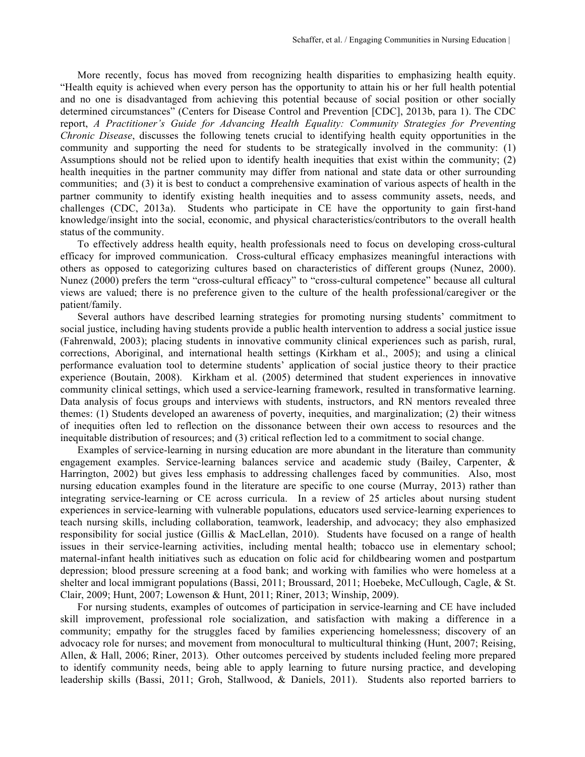More recently, focus has moved from recognizing health disparities to emphasizing health equity. "Health equity is achieved when every person has the opportunity to attain his or her full health potential and no one is disadvantaged from achieving this potential because of social position or other socially determined circumstances" (Centers for Disease Control and Prevention [CDC], 2013b, para 1). The CDC report, *A Practitioner's Guide for Advancing Health Equality: Community Strategies for Preventing Chronic Disease*, discusses the following tenets crucial to identifying health equity opportunities in the community and supporting the need for students to be strategically involved in the community: (1) Assumptions should not be relied upon to identify health inequities that exist within the community; (2) health inequities in the partner community may differ from national and state data or other surrounding communities; and (3) it is best to conduct a comprehensive examination of various aspects of health in the partner community to identify existing health inequities and to assess community assets, needs, and challenges (CDC, 2013a). Students who participate in CE have the opportunity to gain first-hand knowledge/insight into the social, economic, and physical characteristics/contributors to the overall health status of the community.

To effectively address health equity, health professionals need to focus on developing cross-cultural efficacy for improved communication. Cross-cultural efficacy emphasizes meaningful interactions with others as opposed to categorizing cultures based on characteristics of different groups (Nunez, 2000). Nunez (2000) prefers the term "cross-cultural efficacy" to "cross-cultural competence" because all cultural views are valued; there is no preference given to the culture of the health professional/caregiver or the patient/family.

Several authors have described learning strategies for promoting nursing students' commitment to social justice, including having students provide a public health intervention to address a social justice issue (Fahrenwald, 2003); placing students in innovative community clinical experiences such as parish, rural, corrections, Aboriginal, and international health settings (Kirkham et al., 2005); and using a clinical performance evaluation tool to determine students' application of social justice theory to their practice experience (Boutain, 2008). Kirkham et al. (2005) determined that student experiences in innovative community clinical settings, which used a service-learning framework, resulted in transformative learning. Data analysis of focus groups and interviews with students, instructors, and RN mentors revealed three themes: (1) Students developed an awareness of poverty, inequities, and marginalization; (2) their witness of inequities often led to reflection on the dissonance between their own access to resources and the inequitable distribution of resources; and (3) critical reflection led to a commitment to social change.

Examples of service-learning in nursing education are more abundant in the literature than community engagement examples. Service-learning balances service and academic study (Bailey, Carpenter, & Harrington, 2002) but gives less emphasis to addressing challenges faced by communities. Also, most nursing education examples found in the literature are specific to one course (Murray, 2013) rather than integrating service-learning or CE across curricula. In a review of 25 articles about nursing student experiences in service-learning with vulnerable populations, educators used service-learning experiences to teach nursing skills, including collaboration, teamwork, leadership, and advocacy; they also emphasized responsibility for social justice (Gillis & MacLellan, 2010). Students have focused on a range of health issues in their service-learning activities, including mental health; tobacco use in elementary school; maternal-infant health initiatives such as education on folic acid for childbearing women and postpartum depression; blood pressure screening at a food bank; and working with families who were homeless at a shelter and local immigrant populations (Bassi, 2011; Broussard, 2011; Hoebeke, McCullough, Cagle, & St. Clair, 2009; Hunt, 2007; Lowenson & Hunt, 2011; Riner, 2013; Winship, 2009).

For nursing students, examples of outcomes of participation in service-learning and CE have included skill improvement, professional role socialization, and satisfaction with making a difference in a community; empathy for the struggles faced by families experiencing homelessness; discovery of an advocacy role for nurses; and movement from monocultural to multicultural thinking (Hunt, 2007; Reising, Allen, & Hall, 2006; Riner, 2013). Other outcomes perceived by students included feeling more prepared to identify community needs, being able to apply learning to future nursing practice, and developing leadership skills (Bassi, 2011; Groh, Stallwood, & Daniels, 2011). Students also reported barriers to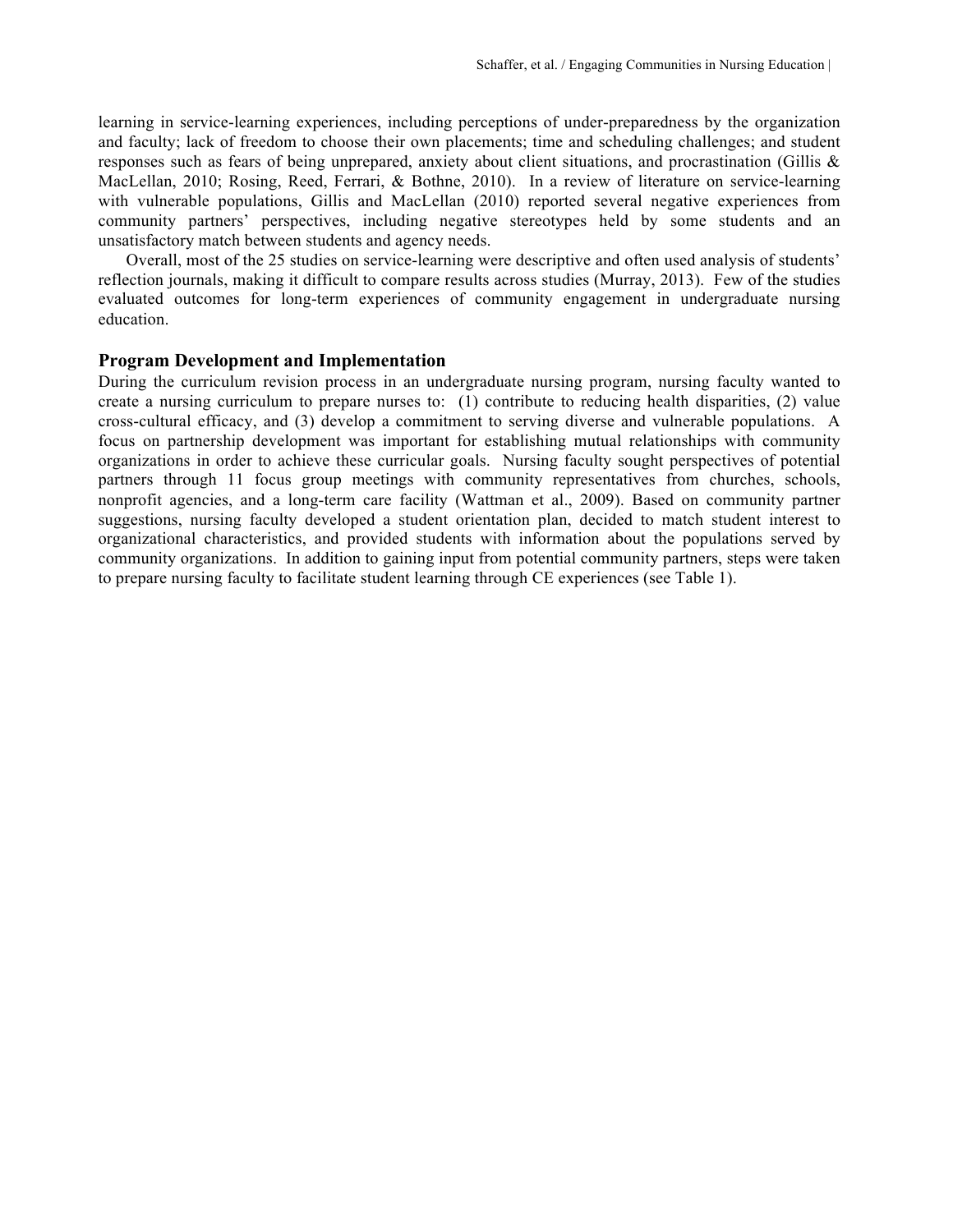learning in service-learning experiences, including perceptions of under-preparedness by the organization and faculty; lack of freedom to choose their own placements; time and scheduling challenges; and student responses such as fears of being unprepared, anxiety about client situations, and procrastination (Gillis & MacLellan, 2010; Rosing, Reed, Ferrari, & Bothne, 2010). In a review of literature on service-learning with vulnerable populations, Gillis and MacLellan (2010) reported several negative experiences from community partners' perspectives, including negative stereotypes held by some students and an unsatisfactory match between students and agency needs.

Overall, most of the 25 studies on service-learning were descriptive and often used analysis of students' reflection journals, making it difficult to compare results across studies (Murray, 2013). Few of the studies evaluated outcomes for long-term experiences of community engagement in undergraduate nursing education.

## Program Development and Implementation

During the curriculum revision process in an undergraduate nursing program, nursing faculty wanted to create a nursing curriculum to prepare nurses to: (1) contribute to reducing health disparities, (2) value cross-cultural efficacy, and (3) develop a commitment to serving diverse and vulnerable populations. A focus on partnership development was important for establishing mutual relationships with community organizations in order to achieve these curricular goals. Nursing faculty sought perspectives of potential partners through 11 focus group meetings with community representatives from churches, schools, nonprofit agencies, and a long-term care facility (Wattman et al., 2009). Based on community partner suggestions, nursing faculty developed a student orientation plan, decided to match student interest to organizational characteristics, and provided students with information about the populations served by community organizations. In addition to gaining input from potential community partners, steps were taken to prepare nursing faculty to facilitate student learning through CE experiences (see Table 1).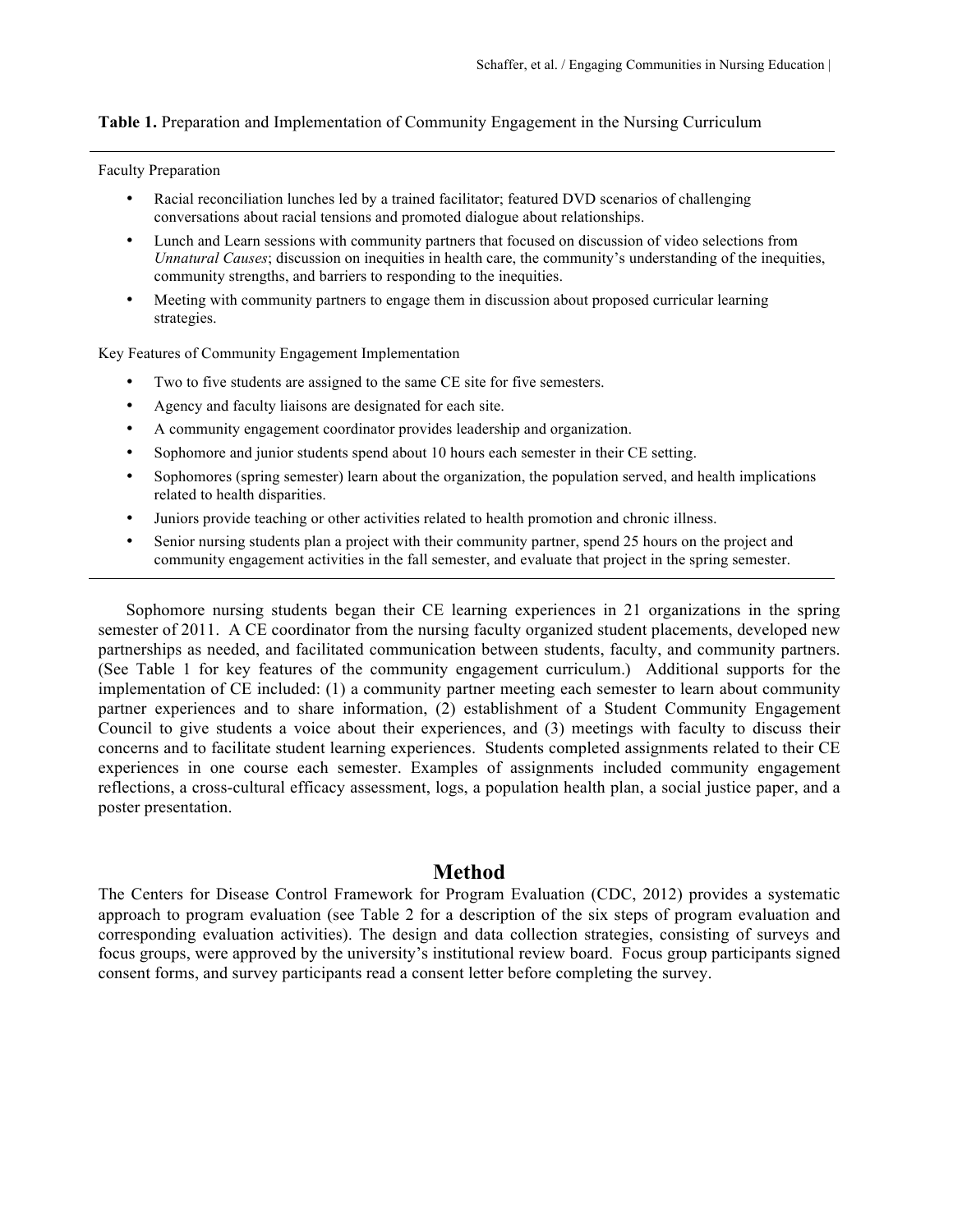**Table 1.** Preparation and Implementation of Community Engagement in the Nursing Curriculum

Faculty Preparation

- Racial reconciliation lunches led by a trained facilitator; featured DVD scenarios of challenging conversations about racial tensions and promoted dialogue about relationships.
- Lunch and Learn sessions with community partners that focused on discussion of video selections from *Unnatural Causes*; discussion on inequities in health care, the community's understanding of the inequities, community strengths, and barriers to responding to the inequities.
- Meeting with community partners to engage them in discussion about proposed curricular learning strategies.

Key Features of Community Engagement Implementation

- Two to five students are assigned to the same CE site for five semesters.
- Agency and faculty liaisons are designated for each site.
- A community engagement coordinator provides leadership and organization.
- Sophomore and junior students spend about 10 hours each semester in their CE setting.
- Sophomores (spring semester) learn about the organization, the population served, and health implications related to health disparities.
- Juniors provide teaching or other activities related to health promotion and chronic illness.
- Senior nursing students plan a project with their community partner, spend 25 hours on the project and community engagement activities in the fall semester, and evaluate that project in the spring semester.

Sophomore nursing students began their CE learning experiences in 21 organizations in the spring semester of 2011. A CE coordinator from the nursing faculty organized student placements, developed new partnerships as needed, and facilitated communication between students, faculty, and community partners. (See Table 1 for key features of the community engagement curriculum.) Additional supports for the implementation of CE included: (1) a community partner meeting each semester to learn about community partner experiences and to share information, (2) establishment of a Student Community Engagement Council to give students a voice about their experiences, and (3) meetings with faculty to discuss their concerns and to facilitate student learning experiences. Students completed assignments related to their CE experiences in one course each semester. Examples of assignments included community engagement reflections, a cross-cultural efficacy assessment, logs, a population health plan, a social justice paper, and a poster presentation.

## Method

The Centers for Disease Control Framework for Program Evaluation (CDC, 2012) provides a systematic approach to program evaluation (see Table 2 for a description of the six steps of program evaluation and corresponding evaluation activities). The design and data collection strategies, consisting of surveys and focus groups, were approved by the university's institutional review board. Focus group participants signed consent forms, and survey participants read a consent letter before completing the survey.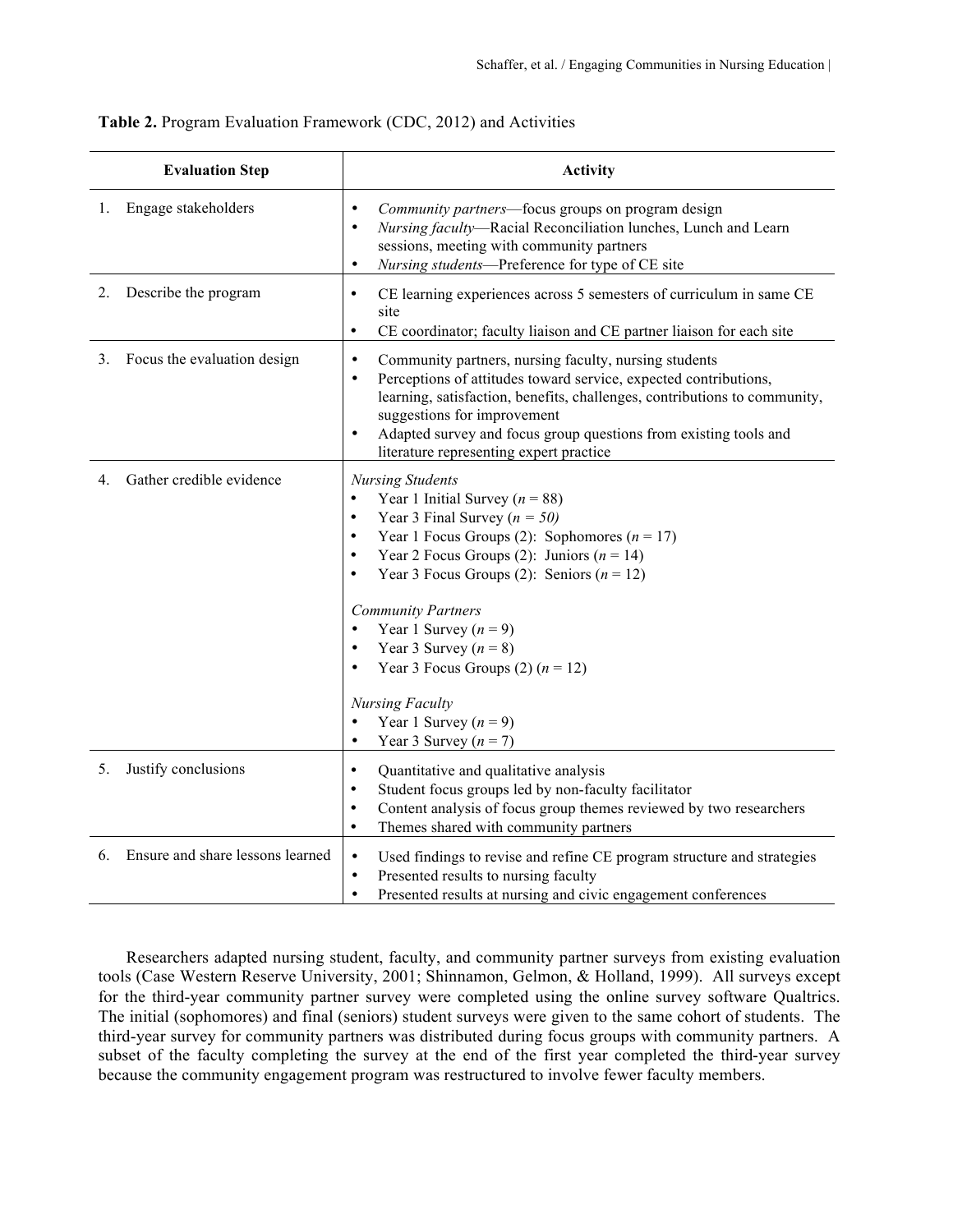**Table 2.** Program Evaluation Framework (CDC, 2012) and Activities

| Evaluation Step | Activity |
| --- | --- |
| 1. Engage stakeholders | • *Community partners*—focus groups on program design<br>• *Nursing faculty*—Racial Reconciliation lunches, Lunch and Learn sessions, meeting with community partners<br>• *Nursing students*—Preference for type of CE site |
| 2. Describe the program | • CE learning experiences across 5 semesters of curriculum in same CE site<br>• CE coordinator; faculty liaison and CE partner liaison for each site |
| 3. Focus the evaluation design | • Community partners, nursing faculty, nursing students<br>• Perceptions of attitudes toward service, expected contributions, learning, satisfaction, benefits, challenges, contributions to community, suggestions for improvement<br>• Adapted survey and focus group questions from existing tools and literature representing expert practice |
| 4. Gather credible evidence | *Nursing Students*<br>• Year 1 Initial Survey ($n$ = 88)<br>• Year 3 Final Survey ($n$ = 50)<br>• Year 1 Focus Groups (2): Sophomores ($n$ = 17)<br>• Year 2 Focus Groups (2): Juniors ($n$ = 14)<br>• Year 3 Focus Groups (2): Seniors ($n$ = 12)<br><br>*Community Partners*<br>• Year 1 Survey ($n$ = 9)<br>• Year 3 Survey ($n$ = 8)<br>• Year 3 Focus Groups (2) ($n$ = 12)<br><br>*Nursing Faculty*<br>• Year 1 Survey ($n$ = 9)<br>• Year 3 Survey ($n$ = 7) |
| 5. Justify conclusions | • Quantitative and qualitative analysis<br>• Student focus groups led by non-faculty facilitator<br>• Content analysis of focus group themes reviewed by two researchers<br>• Themes shared with community partners |
| 6. Ensure and share lessons learned | • Used findings to revise and refine CE program structure and strategies<br>• Presented results to nursing faculty<br>• Presented results at nursing and civic engagement conferences |

Researchers adapted nursing student, faculty, and community partner surveys from existing evaluation tools (Case Western Reserve University, 2001; Shinnamon, Gelmon, & Holland, 1999). All surveys except for the third-year community partner survey were completed using the online survey software Qualtrics. The initial (sophomores) and final (seniors) student surveys were given to the same cohort of students. The third-year survey for community partners was distributed during focus groups with community partners. A subset of the faculty completing the survey at the end of the first year completed the third-year survey because the community engagement program was restructured to involve fewer faculty members.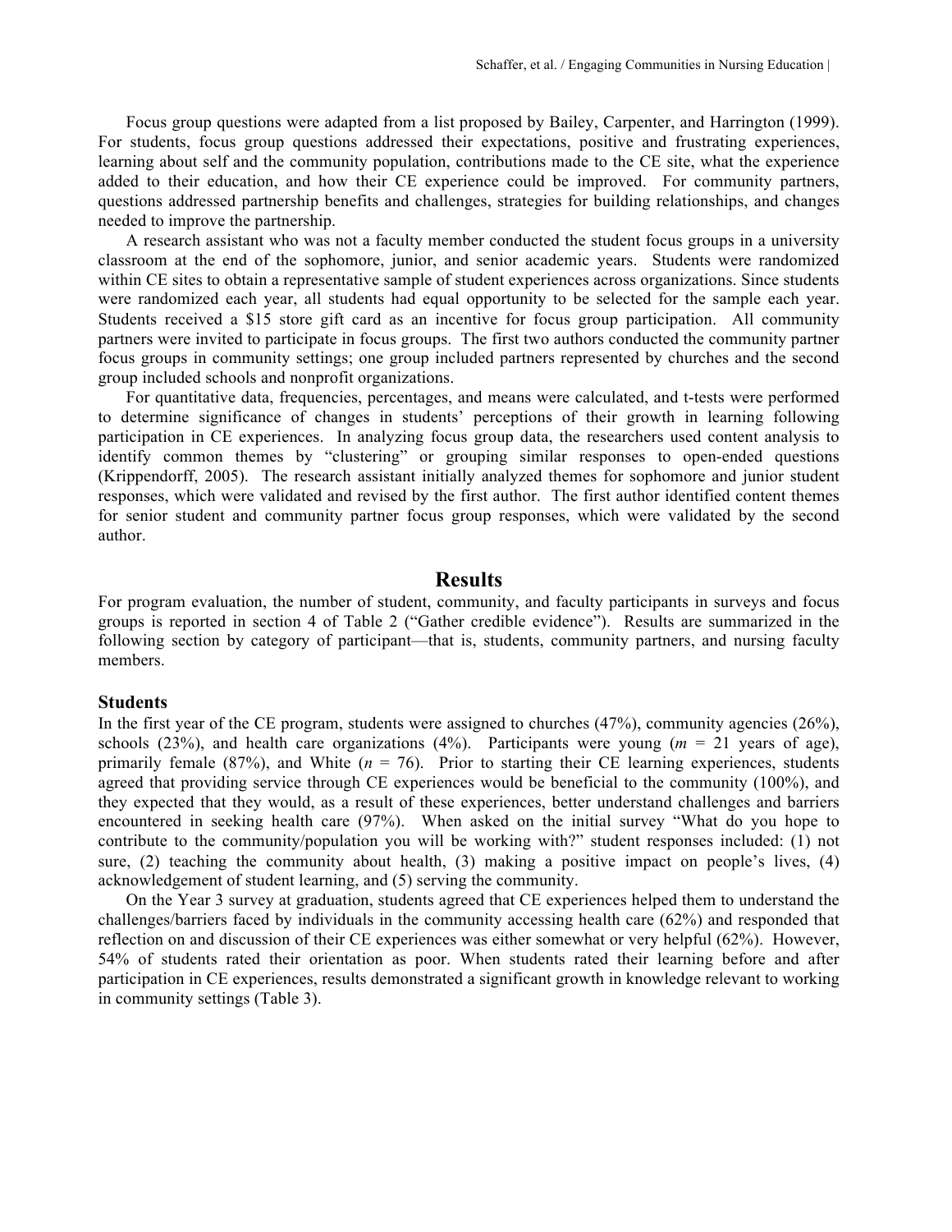Focus group questions were adapted from a list proposed by Bailey, Carpenter, and Harrington (1999). For students, focus group questions addressed their expectations, positive and frustrating experiences, learning about self and the community population, contributions made to the CE site, what the experience added to their education, and how their CE experience could be improved. For community partners, questions addressed partnership benefits and challenges, strategies for building relationships, and changes needed to improve the partnership.

A research assistant who was not a faculty member conducted the student focus groups in a university classroom at the end of the sophomore, junior, and senior academic years. Students were randomized within CE sites to obtain a representative sample of student experiences across organizations. Since students were randomized each year, all students had equal opportunity to be selected for the sample each year. Students received a $15 store gift card as an incentive for focus group participation. All community partners were invited to participate in focus groups. The first two authors conducted the community partner focus groups in community settings; one group included partners represented by churches and the second group included schools and nonprofit organizations.

For quantitative data, frequencies, percentages, and means were calculated, and t-tests were performed to determine significance of changes in students' perceptions of their growth in learning following participation in CE experiences. In analyzing focus group data, the researchers used content analysis to identify common themes by "clustering" or grouping similar responses to open-ended questions (Krippendorff, 2005). The research assistant initially analyzed themes for sophomore and junior student responses, which were validated and revised by the first author. The first author identified content themes for senior student and community partner focus group responses, which were validated by the second author.

## Results

For program evaluation, the number of student, community, and faculty participants in surveys and focus groups is reported in section 4 of Table 2 ("Gather credible evidence"). Results are summarized in the following section by category of participant—that is, students, community partners, and nursing faculty members.

### Students

In the first year of the CE program, students were assigned to churches (47%), community agencies (26%), schools (23%), and health care organizations (4%). Participants were young ($m$ = 21 years of age), primarily female (87%), and White ($n$ = 76). Prior to starting their CE learning experiences, students agreed that providing service through CE experiences would be beneficial to the community (100%), and they expected that they would, as a result of these experiences, better understand challenges and barriers encountered in seeking health care (97%). When asked on the initial survey "What do you hope to contribute to the community/population you will be working with?" student responses included: (1) not sure, (2) teaching the community about health, (3) making a positive impact on people's lives, (4) acknowledgement of student learning, and (5) serving the community.

On the Year 3 survey at graduation, students agreed that CE experiences helped them to understand the challenges/barriers faced by individuals in the community accessing health care (62%) and responded that reflection on and discussion of their CE experiences was either somewhat or very helpful (62%). However, 54% of students rated their orientation as poor. When students rated their learning before and after participation in CE experiences, results demonstrated a significant growth in knowledge relevant to working in community settings (Table 3).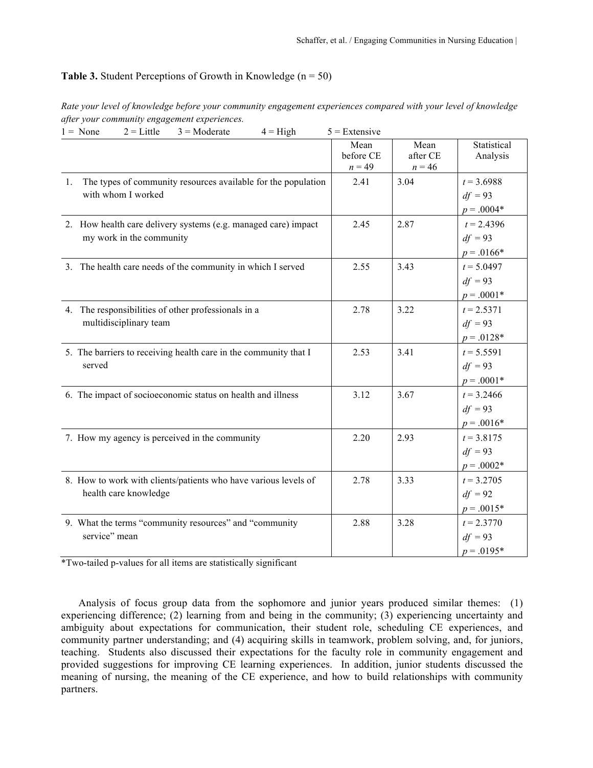**Table 3.** Student Perceptions of Growth in Knowledge (n = 50)

*Rate your level of knowledge before your community engagement experiences compared with your level of knowledge after your community engagement experiences.*

1 = None 2 = Little 3 = Moderate 4 = High 5 = Extensive

| | Mean before CE $n = 49$ | Mean after CE $n = 46$ | Statistical Analysis |
|---|---|---|---|
| 1. The types of community resources available for the population with whom I worked | 2.41 | 3.04 | $t = 3.6988$ $df = 93$ $p = .0004$* |
| 2. How health care delivery systems (e.g. managed care) impact my work in the community | 2.45 | 2.87 | $t = 2.4396$ $df = 93$ $p = .0166$* |
| 3. The health care needs of the community in which I served | 2.55 | 3.43 | $t = 5.0497$ $df = 93$ $p = .0001$* |
| 4. The responsibilities of other professionals in a multidisciplinary team | 2.78 | 3.22 | $t = 2.5371$ $df = 93$ $p = .0128$* |
| 5. The barriers to receiving health care in the community that I served | 2.53 | 3.41 | $t = 5.5591$ $df = 93$ $p = .0001$* |
| 6. The impact of socioeconomic status on health and illness | 3.12 | 3.67 | $t = 3.2466$ $df = 93$ $p = .0016$* |
| 7. How my agency is perceived in the community | 2.20 | 2.93 | $t = 3.8175$ $df = 93$ $p = .0002$* |
| 8. How to work with clients/patients who have various levels of health care knowledge | 2.78 | 3.33 | $t = 3.2705$ $df = 92$ $p = .0015$* |
| 9. What the terms "community resources" and "community service" mean | 2.88 | 3.28 | $t = 2.3770$ $df = 93$ $p = .0195$* |

*Two-tailed p-values for all items are statistically significant

Analysis of focus group data from the sophomore and junior years produced similar themes: (1) experiencing difference; (2) learning from and being in the community; (3) experiencing uncertainty and ambiguity about expectations for communication, their student role, scheduling CE experiences, and community partner understanding; and (4) acquiring skills in teamwork, problem solving, and, for juniors, teaching. Students also discussed their expectations for the faculty role in community engagement and provided suggestions for improving CE learning experiences. In addition, junior students discussed the meaning of nursing, the meaning of the CE experience, and how to build relationships with community partners.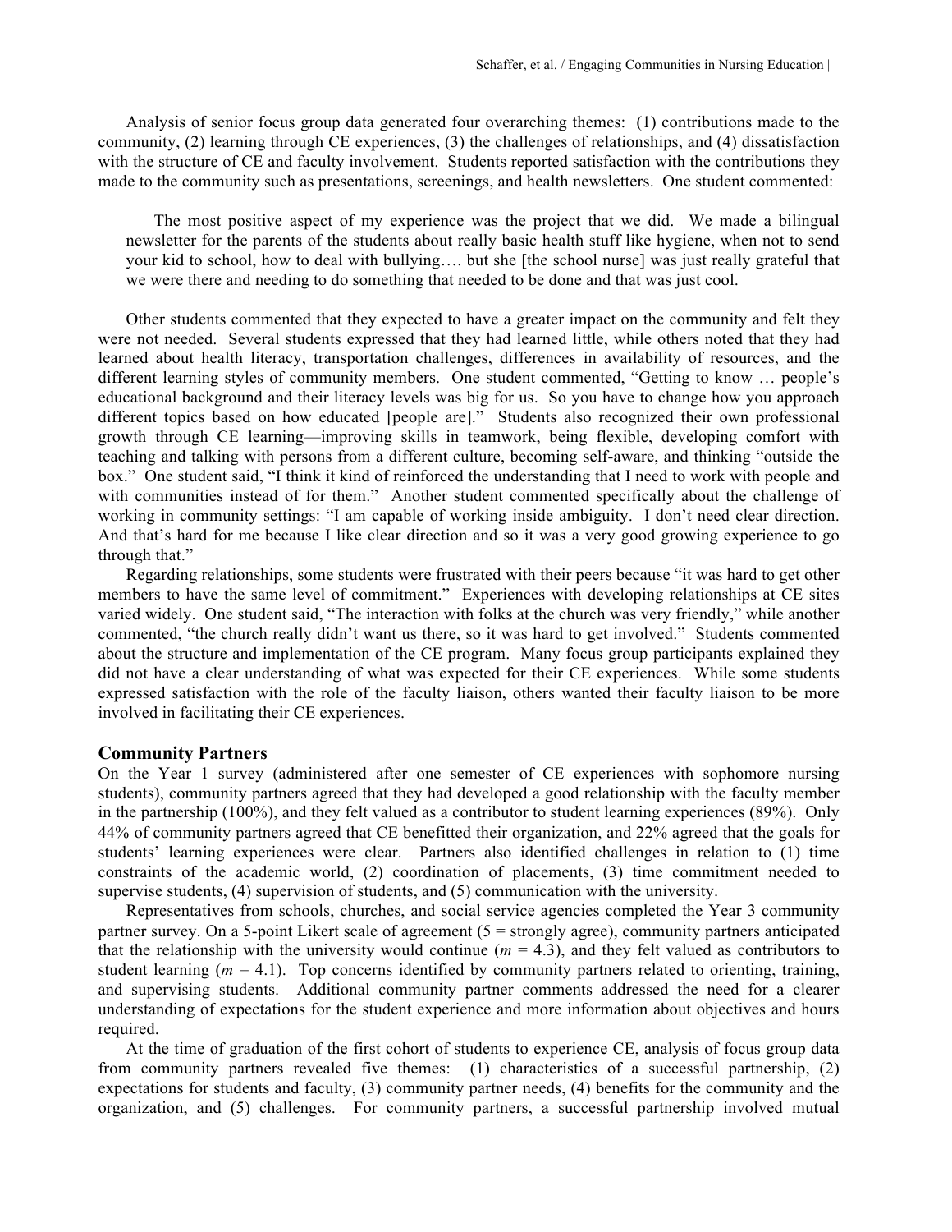Analysis of senior focus group data generated four overarching themes: (1) contributions made to the community, (2) learning through CE experiences, (3) the challenges of relationships, and (4) dissatisfaction with the structure of CE and faculty involvement. Students reported satisfaction with the contributions they made to the community such as presentations, screenings, and health newsletters. One student commented:

> The most positive aspect of my experience was the project that we did. We made a bilingual newsletter for the parents of the students about really basic health stuff like hygiene, when not to send your kid to school, how to deal with bullying…. but she [the school nurse] was just really grateful that we were there and needing to do something that needed to be done and that was just cool.

Other students commented that they expected to have a greater impact on the community and felt they were not needed. Several students expressed that they had learned little, while others noted that they had learned about health literacy, transportation challenges, differences in availability of resources, and the different learning styles of community members. One student commented, "Getting to know … people's educational background and their literacy levels was big for us. So you have to change how you approach different topics based on how educated [people are]." Students also recognized their own professional growth through CE learning—improving skills in teamwork, being flexible, developing comfort with teaching and talking with persons from a different culture, becoming self-aware, and thinking "outside the box." One student said, "I think it kind of reinforced the understanding that I need to work with people and with communities instead of for them." Another student commented specifically about the challenge of working in community settings: "I am capable of working inside ambiguity. I don't need clear direction. And that's hard for me because I like clear direction and so it was a very good growing experience to go through that."

Regarding relationships, some students were frustrated with their peers because "it was hard to get other members to have the same level of commitment." Experiences with developing relationships at CE sites varied widely. One student said, "The interaction with folks at the church was very friendly," while another commented, "the church really didn't want us there, so it was hard to get involved." Students commented about the structure and implementation of the CE program. Many focus group participants explained they did not have a clear understanding of what was expected for their CE experiences. While some students expressed satisfaction with the role of the faculty liaison, others wanted their faculty liaison to be more involved in facilitating their CE experiences.

## Community Partners

On the Year 1 survey (administered after one semester of CE experiences with sophomore nursing students), community partners agreed that they had developed a good relationship with the faculty member in the partnership (100%), and they felt valued as a contributor to student learning experiences (89%). Only 44% of community partners agreed that CE benefitted their organization, and 22% agreed that the goals for students' learning experiences were clear. Partners also identified challenges in relation to (1) time constraints of the academic world, (2) coordination of placements, (3) time commitment needed to supervise students, (4) supervision of students, and (5) communication with the university.

Representatives from schools, churches, and social service agencies completed the Year 3 community partner survey. On a 5-point Likert scale of agreement (5 = strongly agree), community partners anticipated that the relationship with the university would continue ($m$ = 4.3), and they felt valued as contributors to student learning ($m$ = 4.1). Top concerns identified by community partners related to orienting, training, and supervising students. Additional community partner comments addressed the need for a clearer understanding of expectations for the student experience and more information about objectives and hours required.

At the time of graduation of the first cohort of students to experience CE, analysis of focus group data from community partners revealed five themes: (1) characteristics of a successful partnership, (2) expectations for students and faculty, (3) community partner needs, (4) benefits for the community and the organization, and (5) challenges. For community partners, a successful partnership involved mutual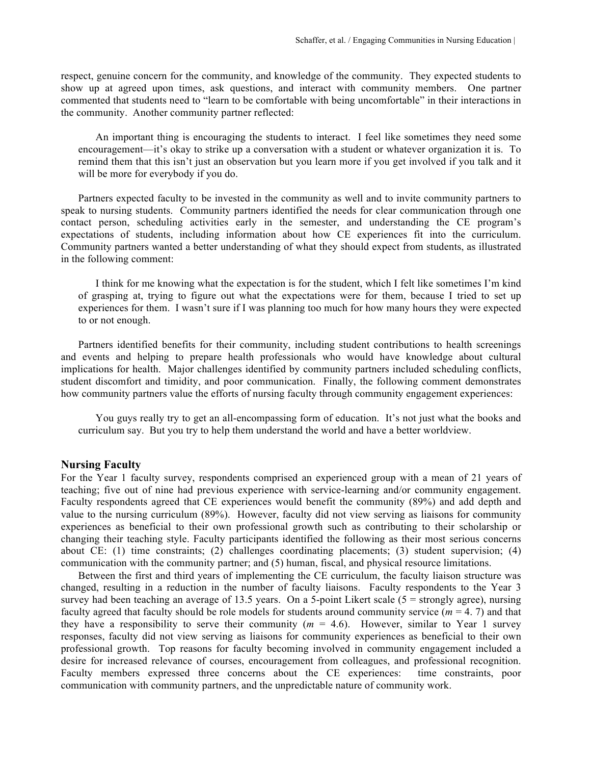respect, genuine concern for the community, and knowledge of the community. They expected students to show up at agreed upon times, ask questions, and interact with community members. One partner commented that students need to "learn to be comfortable with being uncomfortable" in their interactions in the community. Another community partner reflected:

> An important thing is encouraging the students to interact. I feel like sometimes they need some encouragement—it's okay to strike up a conversation with a student or whatever organization it is. To remind them that this isn't just an observation but you learn more if you get involved if you talk and it will be more for everybody if you do.

Partners expected faculty to be invested in the community as well and to invite community partners to speak to nursing students. Community partners identified the needs for clear communication through one contact person, scheduling activities early in the semester, and understanding the CE program's expectations of students, including information about how CE experiences fit into the curriculum. Community partners wanted a better understanding of what they should expect from students, as illustrated in the following comment:

> I think for me knowing what the expectation is for the student, which I felt like sometimes I'm kind of grasping at, trying to figure out what the expectations were for them, because I tried to set up experiences for them. I wasn't sure if I was planning too much for how many hours they were expected to or not enough.

Partners identified benefits for their community, including student contributions to health screenings and events and helping to prepare health professionals who would have knowledge about cultural implications for health. Major challenges identified by community partners included scheduling conflicts, student discomfort and timidity, and poor communication. Finally, the following comment demonstrates how community partners value the efforts of nursing faculty through community engagement experiences:

> You guys really try to get an all-encompassing form of education. It's not just what the books and curriculum say. But you try to help them understand the world and have a better worldview.

### Nursing Faculty

For the Year 1 faculty survey, respondents comprised an experienced group with a mean of 21 years of teaching; five out of nine had previous experience with service-learning and/or community engagement. Faculty respondents agreed that CE experiences would benefit the community (89%) and add depth and value to the nursing curriculum (89%). However, faculty did not view serving as liaisons for community experiences as beneficial to their own professional growth such as contributing to their scholarship or changing their teaching style. Faculty participants identified the following as their most serious concerns about CE: (1) time constraints; (2) challenges coordinating placements; (3) student supervision; (4) communication with the community partner; and (5) human, fiscal, and physical resource limitations.

Between the first and third years of implementing the CE curriculum, the faculty liaison structure was changed, resulting in a reduction in the number of faculty liaisons. Faculty respondents to the Year 3 survey had been teaching an average of 13.5 years. On a 5-point Likert scale (5 = strongly agree), nursing faculty agreed that faculty should be role models for students around community service ($m$ = 4. 7) and that they have a responsibility to serve their community ($m$ = 4.6). However, similar to Year 1 survey responses, faculty did not view serving as liaisons for community experiences as beneficial to their own professional growth. Top reasons for faculty becoming involved in community engagement included a desire for increased relevance of courses, encouragement from colleagues, and professional recognition. Faculty members expressed three concerns about the CE experiences: time constraints, poor communication with community partners, and the unpredictable nature of community work.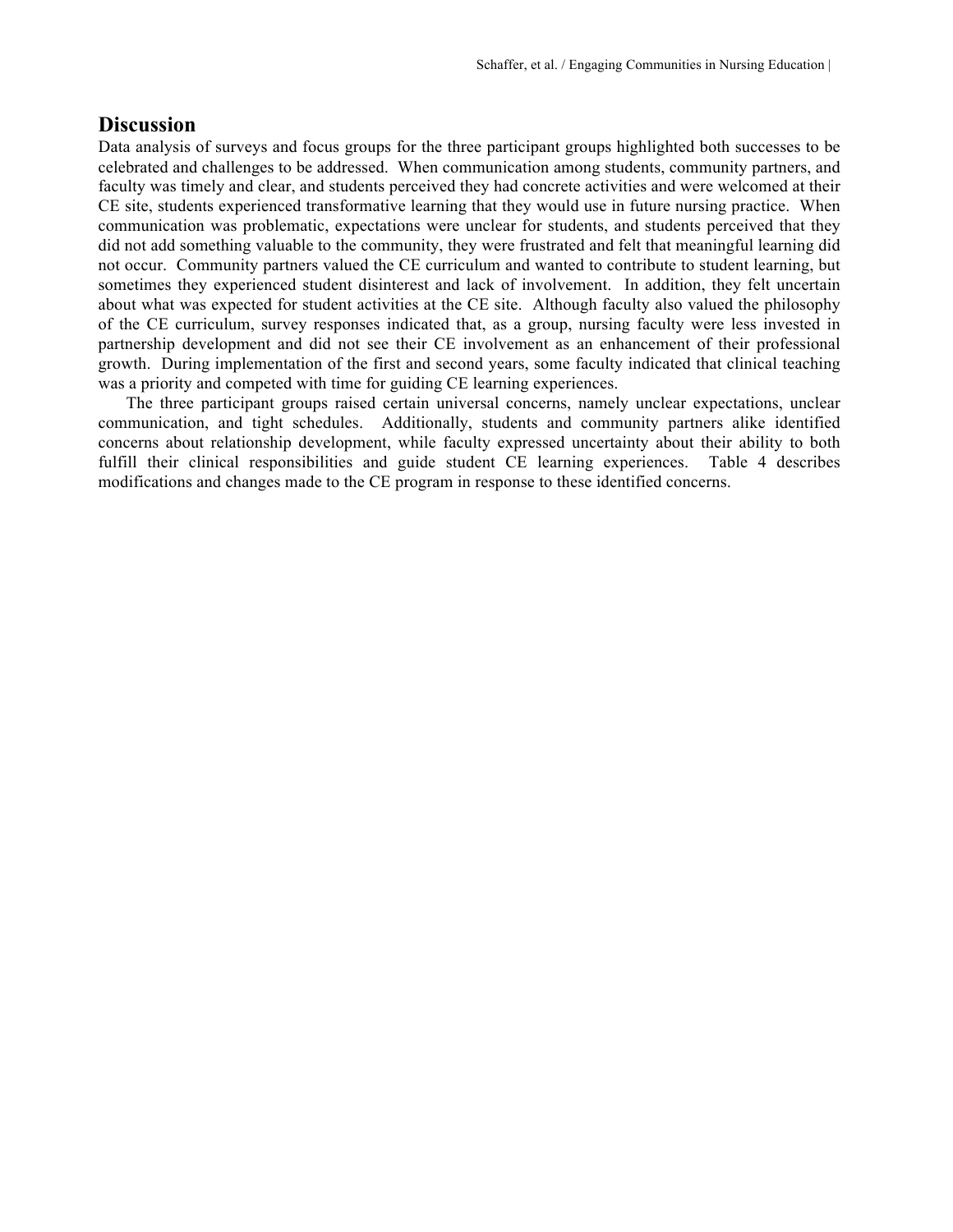## Discussion

Data analysis of surveys and focus groups for the three participant groups highlighted both successes to be celebrated and challenges to be addressed. When communication among students, community partners, and faculty was timely and clear, and students perceived they had concrete activities and were welcomed at their CE site, students experienced transformative learning that they would use in future nursing practice. When communication was problematic, expectations were unclear for students, and students perceived that they did not add something valuable to the community, they were frustrated and felt that meaningful learning did not occur. Community partners valued the CE curriculum and wanted to contribute to student learning, but sometimes they experienced student disinterest and lack of involvement. In addition, they felt uncertain about what was expected for student activities at the CE site. Although faculty also valued the philosophy of the CE curriculum, survey responses indicated that, as a group, nursing faculty were less invested in partnership development and did not see their CE involvement as an enhancement of their professional growth. During implementation of the first and second years, some faculty indicated that clinical teaching was a priority and competed with time for guiding CE learning experiences.

The three participant groups raised certain universal concerns, namely unclear expectations, unclear communication, and tight schedules. Additionally, students and community partners alike identified concerns about relationship development, while faculty expressed uncertainty about their ability to both fulfill their clinical responsibilities and guide student CE learning experiences. Table 4 describes modifications and changes made to the CE program in response to these identified concerns.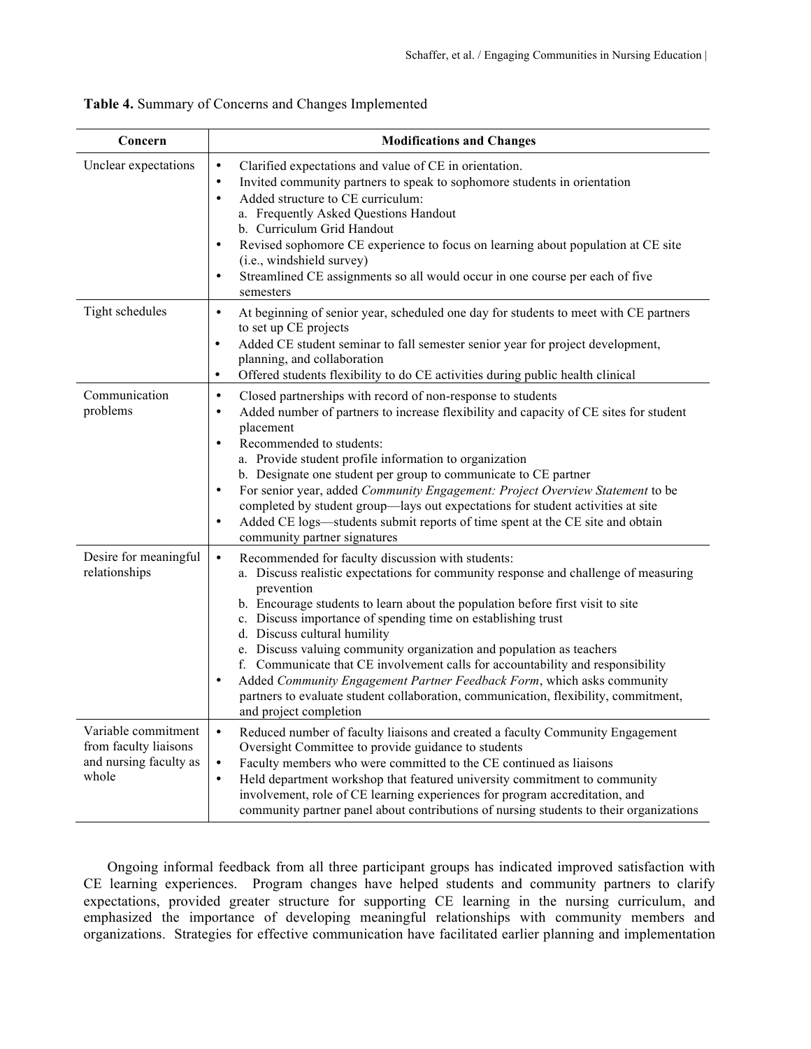**Table 4.** Summary of Concerns and Changes Implemented

| Concern | Modifications and Changes |
|---|---|
| Unclear expectations | • Clarified expectations and value of CE in orientation.<br>• Invited community partners to speak to sophomore students in orientation<br>• Added structure to CE curriculum:<br>a. Frequently Asked Questions Handout<br>b. Curriculum Grid Handout<br>• Revised sophomore CE experience to focus on learning about population at CE site (i.e., windshield survey)<br>• Streamlined CE assignments so all would occur in one course per each of five semesters |
| Tight schedules | • At beginning of senior year, scheduled one day for students to meet with CE partners to set up CE projects<br>• Added CE student seminar to fall semester senior year for project development, planning, and collaboration<br>• Offered students flexibility to do CE activities during public health clinical |
| Communication problems | • Closed partnerships with record of non-response to students<br>• Added number of partners to increase flexibility and capacity of CE sites for student placement<br>• Recommended to students:<br>a. Provide student profile information to organization<br>b. Designate one student per group to communicate to CE partner<br>• For senior year, added *Community Engagement: Project Overview Statement* to be completed by student group—lays out expectations for student activities at site<br>• Added CE logs—students submit reports of time spent at the CE site and obtain community partner signatures |
| Desire for meaningful relationships | • Recommended for faculty discussion with students:<br>a. Discuss realistic expectations for community response and challenge of measuring prevention<br>b. Encourage students to learn about the population before first visit to site<br>c. Discuss importance of spending time on establishing trust<br>d. Discuss cultural humility<br>e. Discuss valuing community organization and population as teachers<br>f. Communicate that CE involvement calls for accountability and responsibility<br>• Added *Community Engagement Partner Feedback Form*, which asks community partners to evaluate student collaboration, communication, flexibility, commitment, and project completion |
| Variable commitment from faculty liaisons and nursing faculty as whole | • Reduced number of faculty liaisons and created a faculty Community Engagement Oversight Committee to provide guidance to students<br>• Faculty members who were committed to the CE continued as liaisons<br>• Held department workshop that featured university commitment to community involvement, role of CE learning experiences for program accreditation, and community partner panel about contributions of nursing students to their organizations |

Ongoing informal feedback from all three participant groups has indicated improved satisfaction with CE learning experiences. Program changes have helped students and community partners to clarify expectations, provided greater structure for supporting CE learning in the nursing curriculum, and emphasized the importance of developing meaningful relationships with community members and organizations. Strategies for effective communication have facilitated earlier planning and implementation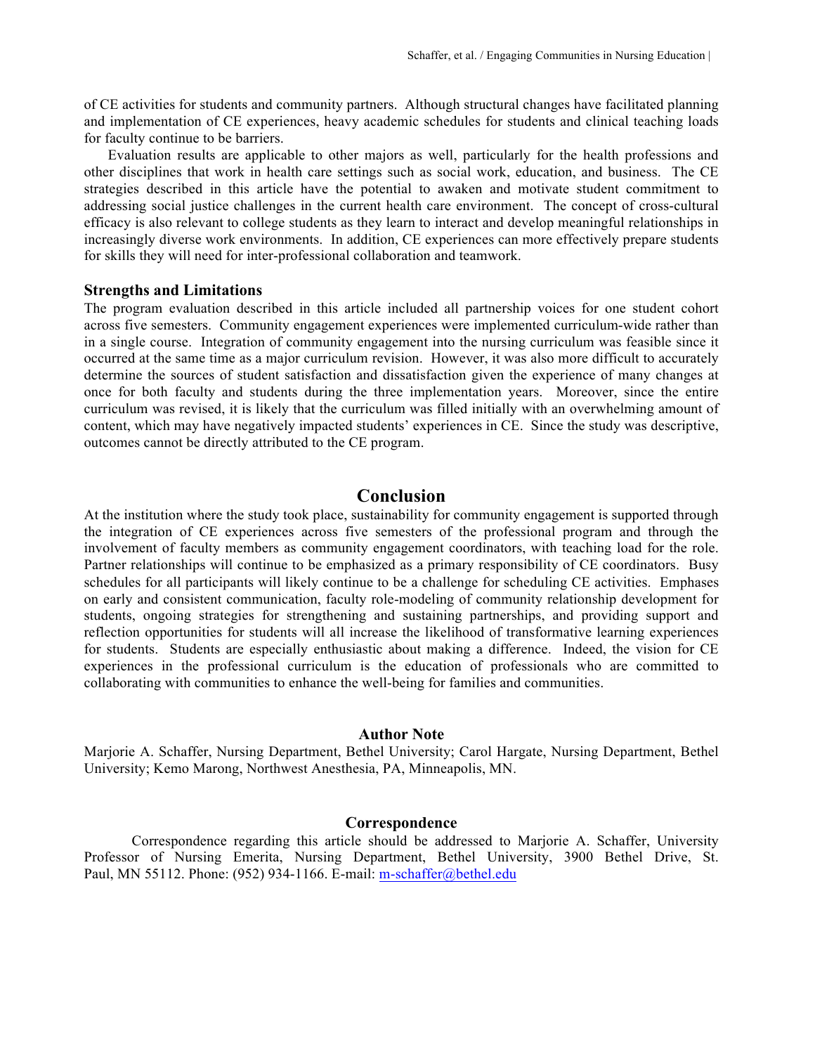of CE activities for students and community partners. Although structural changes have facilitated planning and implementation of CE experiences, heavy academic schedules for students and clinical teaching loads for faculty continue to be barriers.

Evaluation results are applicable to other majors as well, particularly for the health professions and other disciplines that work in health care settings such as social work, education, and business. The CE strategies described in this article have the potential to awaken and motivate student commitment to addressing social justice challenges in the current health care environment. The concept of cross-cultural efficacy is also relevant to college students as they learn to interact and develop meaningful relationships in increasingly diverse work environments. In addition, CE experiences can more effectively prepare students for skills they will need for inter-professional collaboration and teamwork.

### Strengths and Limitations

The program evaluation described in this article included all partnership voices for one student cohort across five semesters. Community engagement experiences were implemented curriculum-wide rather than in a single course. Integration of community engagement into the nursing curriculum was feasible since it occurred at the same time as a major curriculum revision. However, it was also more difficult to accurately determine the sources of student satisfaction and dissatisfaction given the experience of many changes at once for both faculty and students during the three implementation years. Moreover, since the entire curriculum was revised, it is likely that the curriculum was filled initially with an overwhelming amount of content, which may have negatively impacted students' experiences in CE. Since the study was descriptive, outcomes cannot be directly attributed to the CE program.

## Conclusion

At the institution where the study took place, sustainability for community engagement is supported through the integration of CE experiences across five semesters of the professional program and through the involvement of faculty members as community engagement coordinators, with teaching load for the role. Partner relationships will continue to be emphasized as a primary responsibility of CE coordinators. Busy schedules for all participants will likely continue to be a challenge for scheduling CE activities. Emphases on early and consistent communication, faculty role-modeling of community relationship development for students, ongoing strategies for strengthening and sustaining partnerships, and providing support and reflection opportunities for students will all increase the likelihood of transformative learning experiences for students. Students are especially enthusiastic about making a difference. Indeed, the vision for CE experiences in the professional curriculum is the education of professionals who are committed to collaborating with communities to enhance the well-being for families and communities.

### Author Note

Marjorie A. Schaffer, Nursing Department, Bethel University; Carol Hargate, Nursing Department, Bethel University; Kemo Marong, Northwest Anesthesia, PA, Minneapolis, MN.

### Correspondence

Correspondence regarding this article should be addressed to Marjorie A. Schaffer, University Professor of Nursing Emerita, Nursing Department, Bethel University, 3900 Bethel Drive, St. Paul, MN 55112. Phone: (952) 934-1166. E-mail: m-schaffer@bethel.edu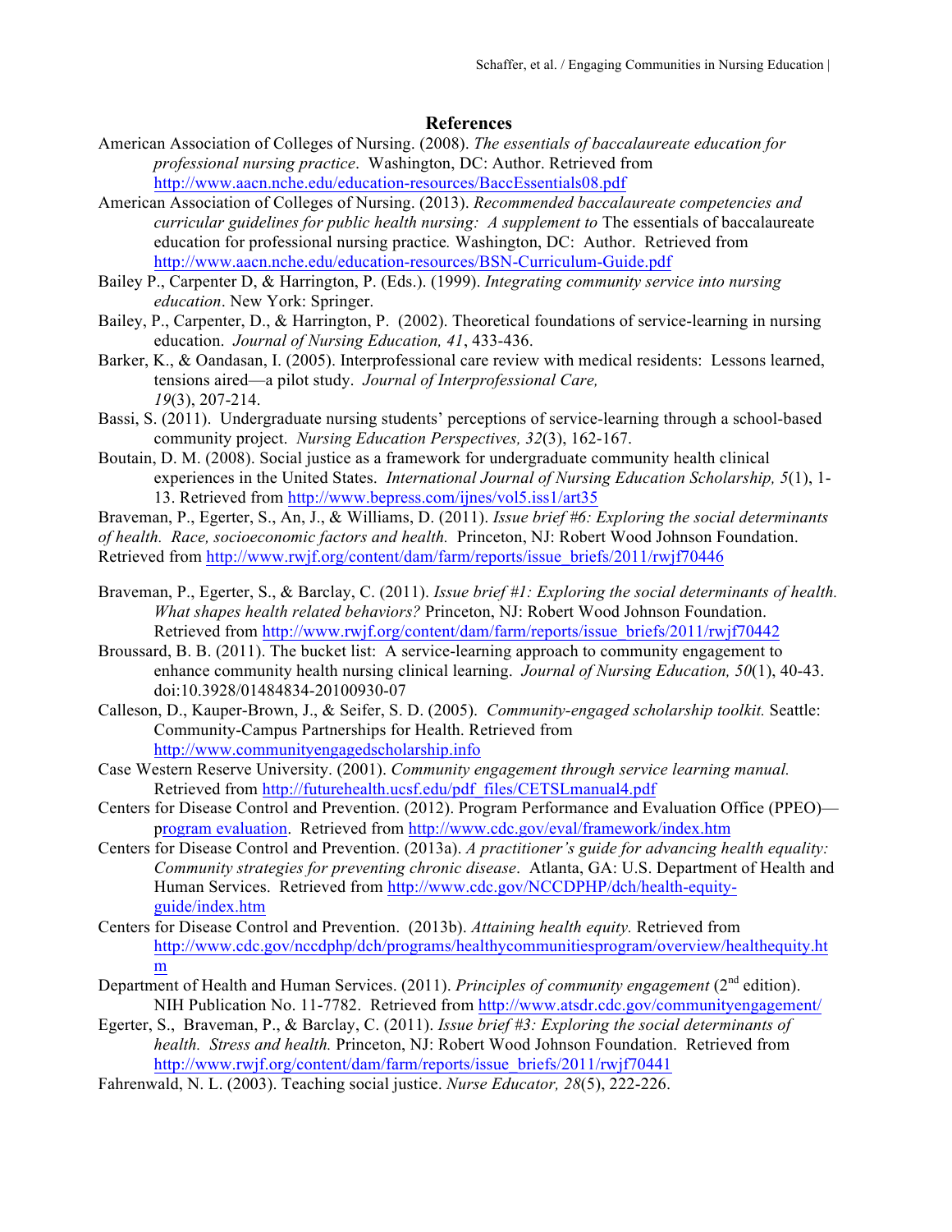## References

American Association of Colleges of Nursing. (2008). *The essentials of baccalaureate education for professional nursing practice*. Washington, DC: Author. Retrieved from http://www.aacn.nche.edu/education-resources/BaccEssentials08.pdf

American Association of Colleges of Nursing. (2013). *Recommended baccalaureate competencies and curricular guidelines for public health nursing: A supplement to* The essentials of baccalaureate education for professional nursing practice*.* Washington, DC: Author. Retrieved from http://www.aacn.nche.edu/education-resources/BSN-Curriculum-Guide.pdf

Bailey P., Carpenter D, & Harrington, P. (Eds.). (1999). *Integrating community service into nursing education*. New York: Springer.

Bailey, P., Carpenter, D., & Harrington, P. (2002). Theoretical foundations of service-learning in nursing education. *Journal of Nursing Education, 41*, 433-436.

Barker, K., & Oandasan, I. (2005). Interprofessional care review with medical residents: Lessons learned, tensions aired—a pilot study. *Journal of Interprofessional Care, 19*(3), 207-214.

Bassi, S. (2011). Undergraduate nursing students' perceptions of service-learning through a school-based community project. *Nursing Education Perspectives, 32*(3), 162-167.

Boutain, D. M. (2008). Social justice as a framework for undergraduate community health clinical experiences in the United States. *International Journal of Nursing Education Scholarship, 5*(1), 1-13. Retrieved from http://www.bepress.com/ijnes/vol5.iss1/art35

Braveman, P., Egerter, S., An, J., & Williams, D. (2011). *Issue brief #6: Exploring the social determinants of health. Race, socioeconomic factors and health.* Princeton, NJ: Robert Wood Johnson Foundation. Retrieved from http://www.rwjf.org/content/dam/farm/reports/issue_briefs/2011/rwjf70446

Braveman, P., Egerter, S., & Barclay, C. (2011). *Issue brief #1: Exploring the social determinants of health. What shapes health related behaviors?* Princeton, NJ: Robert Wood Johnson Foundation. Retrieved from http://www.rwjf.org/content/dam/farm/reports/issue_briefs/2011/rwjf70442

Broussard, B. B. (2011). The bucket list: A service-learning approach to community engagement to enhance community health nursing clinical learning. *Journal of Nursing Education, 50*(1), 40-43. doi:10.3928/01484834-20100930-07

Calleson, D., Kauper-Brown, J., & Seifer, S. D. (2005). *Community-engaged scholarship toolkit.* Seattle: Community-Campus Partnerships for Health. Retrieved from http://www.communityengagedscholarship.info

Case Western Reserve University. (2001). *Community engagement through service learning manual.* Retrieved from http://futurehealth.ucsf.edu/pdf_files/CETSLmanual4.pdf

Centers for Disease Control and Prevention. (2012). Program Performance and Evaluation Office (PPEO)—program evaluation. Retrieved from http://www.cdc.gov/eval/framework/index.htm

Centers for Disease Control and Prevention. (2013a). *A practitioner's guide for advancing health equality: Community strategies for preventing chronic disease*. Atlanta, GA: U.S. Department of Health and Human Services. Retrieved from http://www.cdc.gov/NCCDPHP/dch/health-equity-guide/index.htm

Centers for Disease Control and Prevention. (2013b). *Attaining health equity.* Retrieved from http://www.cdc.gov/nccdphp/dch/programs/healthycommunitiesprogram/overview/healthequity.htm

Department of Health and Human Services. (2011). *Principles of community engagement* (2nd edition). NIH Publication No. 11-7782. Retrieved from http://www.atsdr.cdc.gov/communityengagement/

Egerter, S., Braveman, P., & Barclay, C. (2011). *Issue brief #3: Exploring the social determinants of health. Stress and health.* Princeton, NJ: Robert Wood Johnson Foundation. Retrieved from http://www.rwjf.org/content/dam/farm/reports/issue_briefs/2011/rwjf70441

Fahrenwald, N. L. (2003). Teaching social justice. *Nurse Educator, 28*(5), 222-226.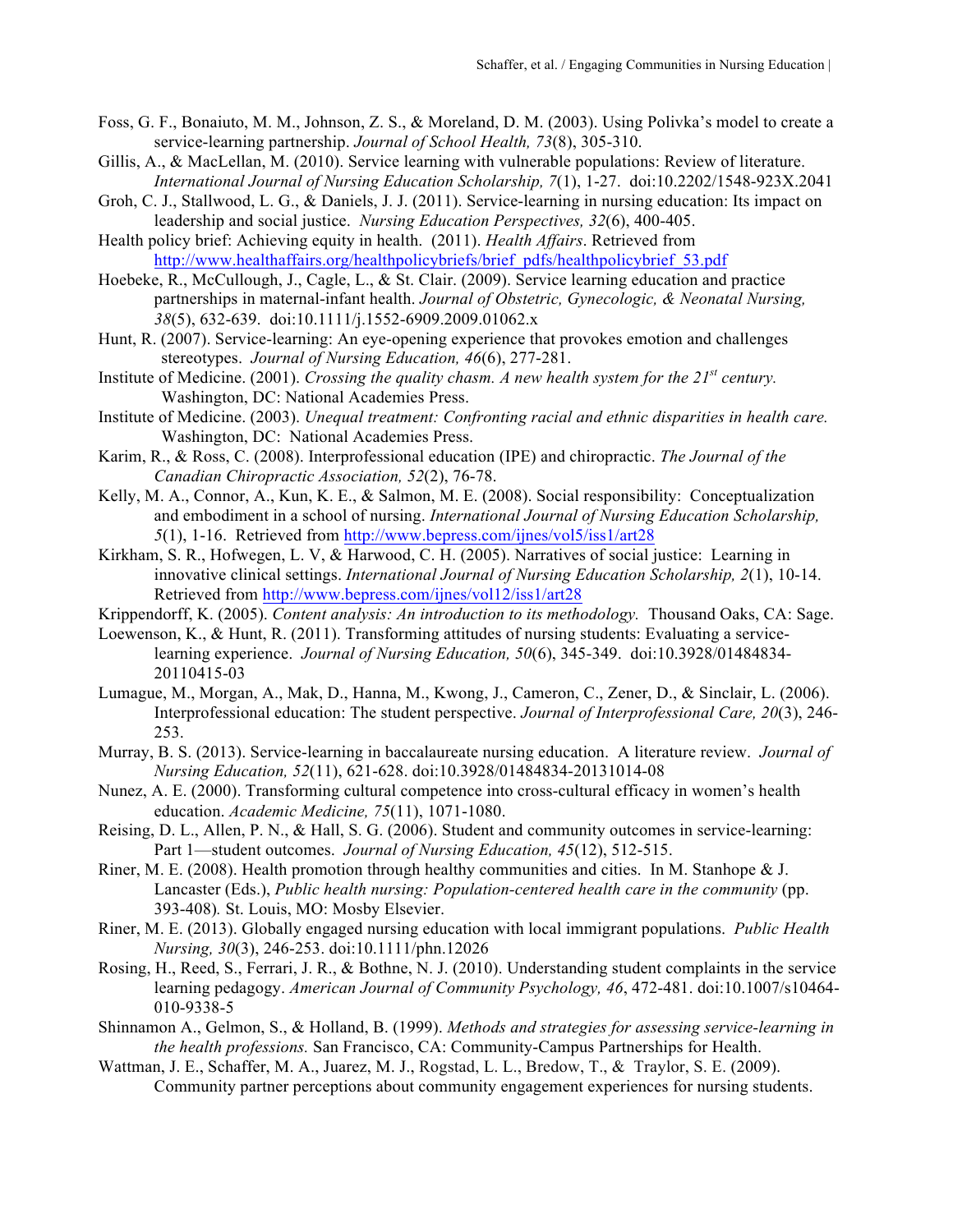Foss, G. F., Bonaiuto, M. M., Johnson, Z. S., & Moreland, D. M. (2003). Using Polivka's model to create a service-learning partnership. *Journal of School Health, 73*(8), 305-310.

Gillis, A., & MacLellan, M. (2010). Service learning with vulnerable populations: Review of literature. *International Journal of Nursing Education Scholarship, 7*(1), 1-27. doi:10.2202/1548-923X.2041

Groh, C. J., Stallwood, L. G., & Daniels, J. J. (2011). Service-learning in nursing education: Its impact on leadership and social justice. *Nursing Education Perspectives, 32*(6), 400-405.

Health policy brief: Achieving equity in health. (2011). *Health Affairs*. Retrieved from http://www.healthaffairs.org/healthpolicybriefs/brief_pdfs/healthpolicybrief_53.pdf

Hoebeke, R., McCullough, J., Cagle, L., & St. Clair. (2009). Service learning education and practice partnerships in maternal-infant health. *Journal of Obstetric, Gynecologic, & Neonatal Nursing, 38*(5), 632-639. doi:10.1111/j.1552-6909.2009.01062.x

Hunt, R. (2007). Service-learning: An eye-opening experience that provokes emotion and challenges stereotypes. *Journal of Nursing Education, 46*(6), 277-281.

Institute of Medicine. (2001). *Crossing the quality chasm. A new health system for the 21st century.* Washington, DC: National Academies Press.

Institute of Medicine. (2003). *Unequal treatment: Confronting racial and ethnic disparities in health care.* Washington, DC: National Academies Press.

Karim, R., & Ross, C. (2008). Interprofessional education (IPE) and chiropractic. *The Journal of the Canadian Chiropractic Association, 52*(2), 76-78.

Kelly, M. A., Connor, A., Kun, K. E., & Salmon, M. E. (2008). Social responsibility: Conceptualization and embodiment in a school of nursing. *International Journal of Nursing Education Scholarship, 5*(1), 1-16. Retrieved from http://www.bepress.com/ijnes/vol5/iss1/art28

Kirkham, S. R., Hofwegen, L. V, & Harwood, C. H. (2005). Narratives of social justice: Learning in innovative clinical settings. *International Journal of Nursing Education Scholarship, 2*(1), 10-14. Retrieved from http://www.bepress.com/ijnes/vol12/iss1/art28

Krippendorff, K. (2005). *Content analysis: An introduction to its methodology.* Thousand Oaks, CA: Sage.

Loewenson, K., & Hunt, R. (2011). Transforming attitudes of nursing students: Evaluating a service-learning experience. *Journal of Nursing Education, 50*(6), 345-349. doi:10.3928/01484834-20110415-03

Lumague, M., Morgan, A., Mak, D., Hanna, M., Kwong, J., Cameron, C., Zener, D., & Sinclair, L. (2006). Interprofessional education: The student perspective. *Journal of Interprofessional Care, 20*(3), 246-253.

Murray, B. S. (2013). Service-learning in baccalaureate nursing education. A literature review. *Journal of Nursing Education, 52*(11), 621-628. doi:10.3928/01484834-20131014-08

Nunez, A. E. (2000). Transforming cultural competence into cross-cultural efficacy in women's health education. *Academic Medicine, 75*(11), 1071-1080.

Reising, D. L., Allen, P. N., & Hall, S. G. (2006). Student and community outcomes in service-learning: Part 1—student outcomes. *Journal of Nursing Education, 45*(12), 512-515.

Riner, M. E. (2008). Health promotion through healthy communities and cities. In M. Stanhope & J. Lancaster (Eds.), *Public health nursing: Population-centered health care in the community* (pp. 393-408). St. Louis, MO: Mosby Elsevier.

Riner, M. E. (2013). Globally engaged nursing education with local immigrant populations. *Public Health Nursing, 30*(3), 246-253. doi:10.1111/phn.12026

Rosing, H., Reed, S., Ferrari, J. R., & Bothne, N. J. (2010). Understanding student complaints in the service learning pedagogy. *American Journal of Community Psychology, 46*, 472-481. doi:10.1007/s10464-010-9338-5

Shinnamon A., Gelmon, S., & Holland, B. (1999). *Methods and strategies for assessing service-learning in the health professions.* San Francisco, CA: Community-Campus Partnerships for Health.

Wattman, J. E., Schaffer, M. A., Juarez, M. J., Rogstad, L. L., Bredow, T., & Traylor, S. E. (2009). Community partner perceptions about community engagement experiences for nursing students.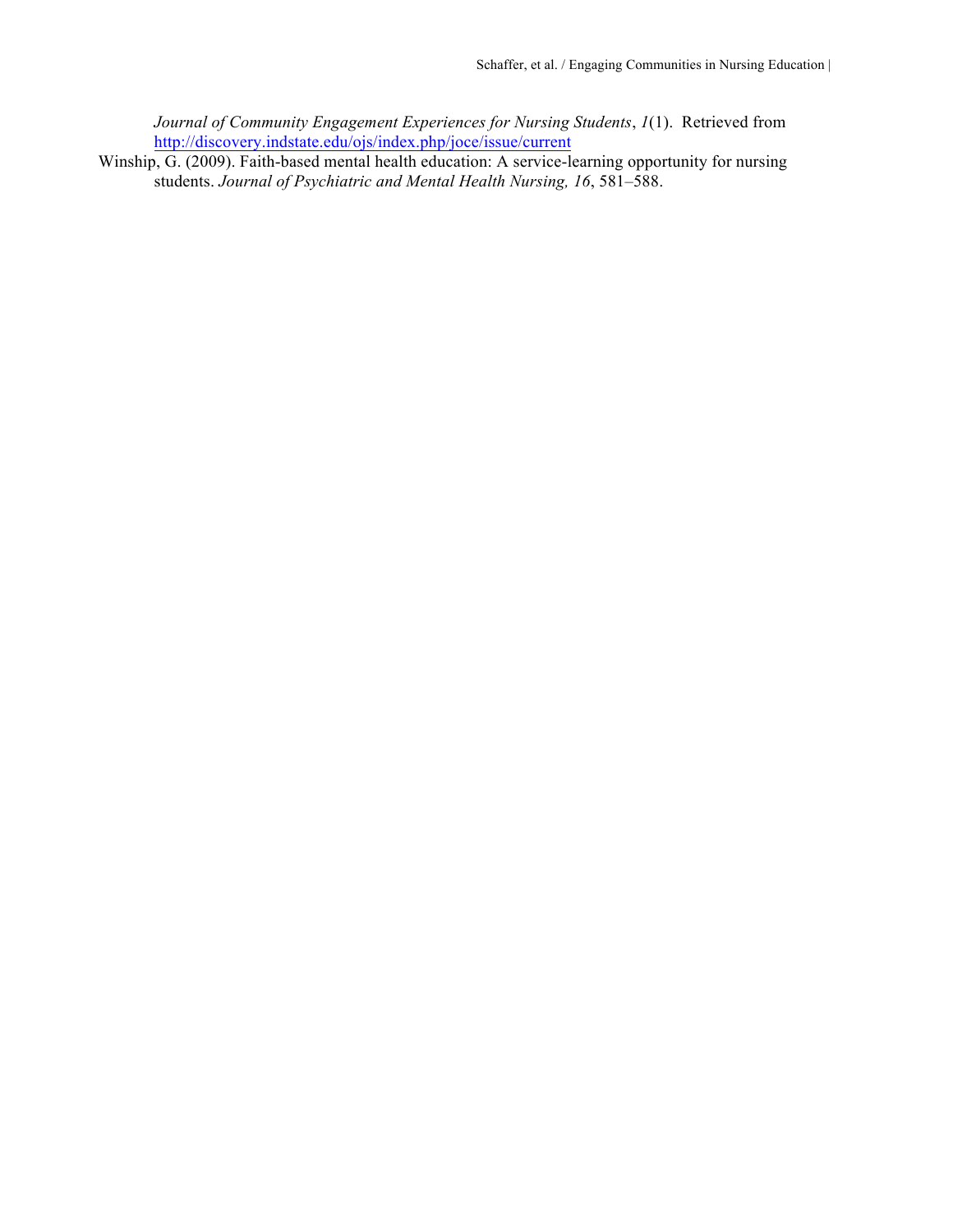*Journal of Community Engagement Experiences for Nursing Students*, *1*(1). Retrieved from http://discovery.indstate.edu/ojs/index.php/joce/issue/current

Winship, G. (2009). Faith-based mental health education: A service-learning opportunity for nursing students. *Journal of Psychiatric and Mental Health Nursing, 16*, 581–588.